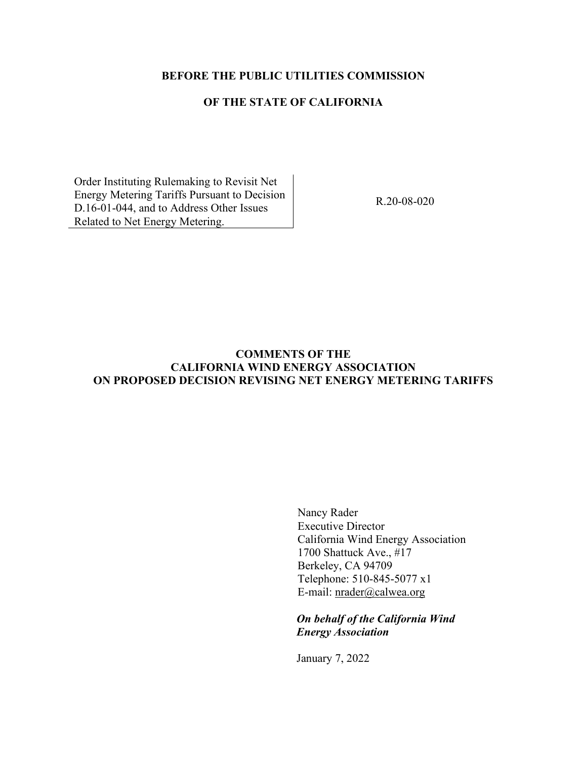**BEFORE THE PUBLIC UTILITIES COMMISSION**

**OF THE STATE OF CALIFORNIA**

| | |
|---|---|
| Order Instituting Rulemaking to Revisit Net Energy Metering Tariffs Pursuant to Decision D.16-01-044, and to Address Other Issues Related to Net Energy Metering. | R.20-08-020 |

**COMMENTS OF THE**
**CALIFORNIA WIND ENERGY ASSOCIATION**
**ON PROPOSED DECISION REVISING NET ENERGY METERING TARIFFS**

Nancy Rader
Executive Director
California Wind Energy Association
1700 Shattuck Ave., #17
Berkeley, CA 94709
Telephone: 510-845-5077 x1
E-mail: nrader@calwea.org

***On behalf of the California Wind Energy Association***

January 7, 2022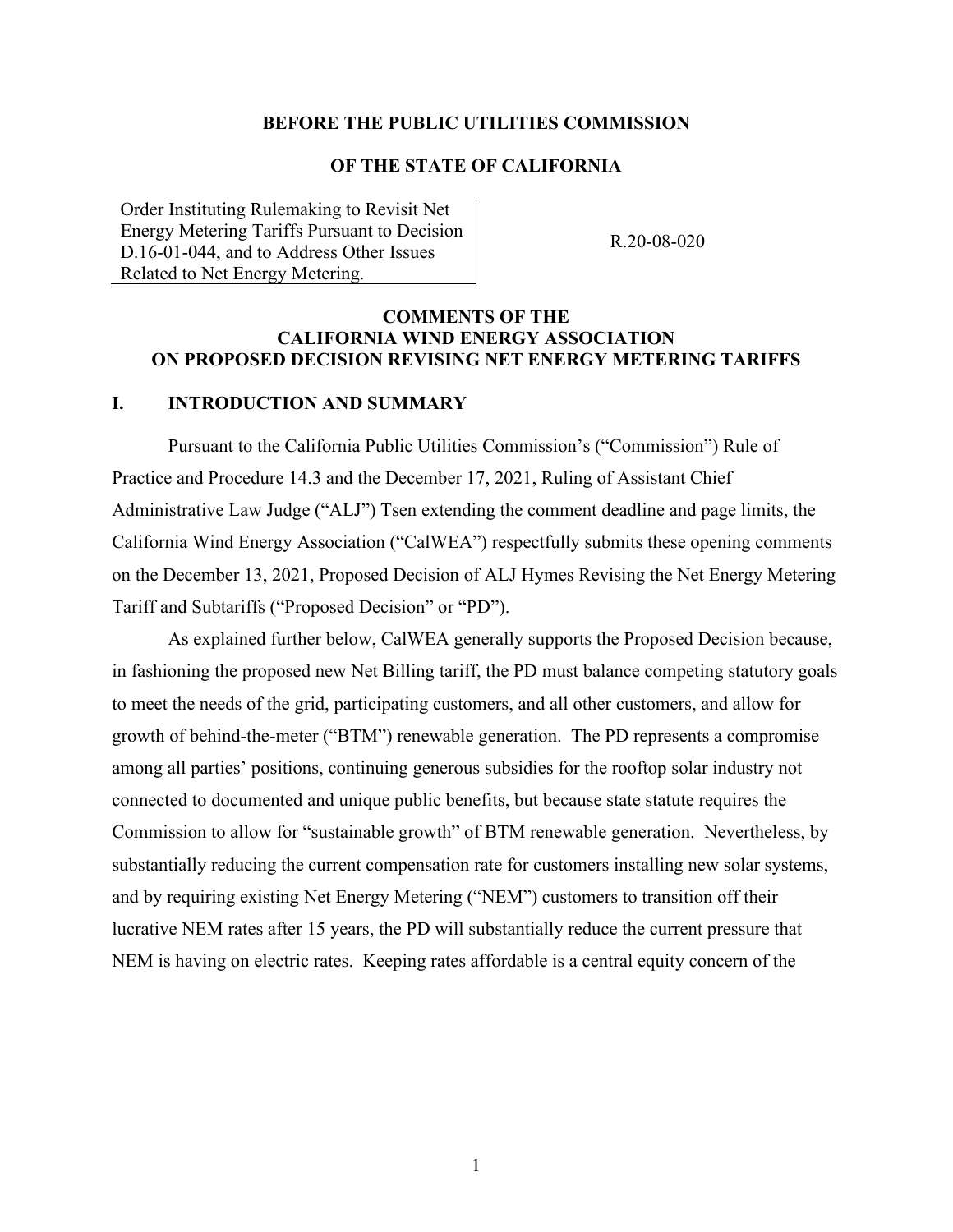**BEFORE THE PUBLIC UTILITIES COMMISSION**

**OF THE STATE OF CALIFORNIA**

| Order Instituting Rulemaking to Revisit Net Energy Metering Tariffs Pursuant to Decision D.16-01-044, and to Address Other Issues Related to Net Energy Metering. | R.20-08-020 |
|---|---|

**COMMENTS OF THE CALIFORNIA WIND ENERGY ASSOCIATION ON PROPOSED DECISION REVISING NET ENERGY METERING TARIFFS**

## I. INTRODUCTION AND SUMMARY

Pursuant to the California Public Utilities Commission's ("Commission") Rule of Practice and Procedure 14.3 and the December 17, 2021, Ruling of Assistant Chief Administrative Law Judge ("ALJ") Tsen extending the comment deadline and page limits, the California Wind Energy Association ("CalWEA") respectfully submits these opening comments on the December 13, 2021, Proposed Decision of ALJ Hymes Revising the Net Energy Metering Tariff and Subtariffs ("Proposed Decision" or "PD").

As explained further below, CalWEA generally supports the Proposed Decision because, in fashioning the proposed new Net Billing tariff, the PD must balance competing statutory goals to meet the needs of the grid, participating customers, and all other customers, and allow for growth of behind-the-meter ("BTM") renewable generation. The PD represents a compromise among all parties' positions, continuing generous subsidies for the rooftop solar industry not connected to documented and unique public benefits, but because state statute requires the Commission to allow for "sustainable growth" of BTM renewable generation. Nevertheless, by substantially reducing the current compensation rate for customers installing new solar systems, and by requiring existing Net Energy Metering ("NEM") customers to transition off their lucrative NEM rates after 15 years, the PD will substantially reduce the current pressure that NEM is having on electric rates. Keeping rates affordable is a central equity concern of the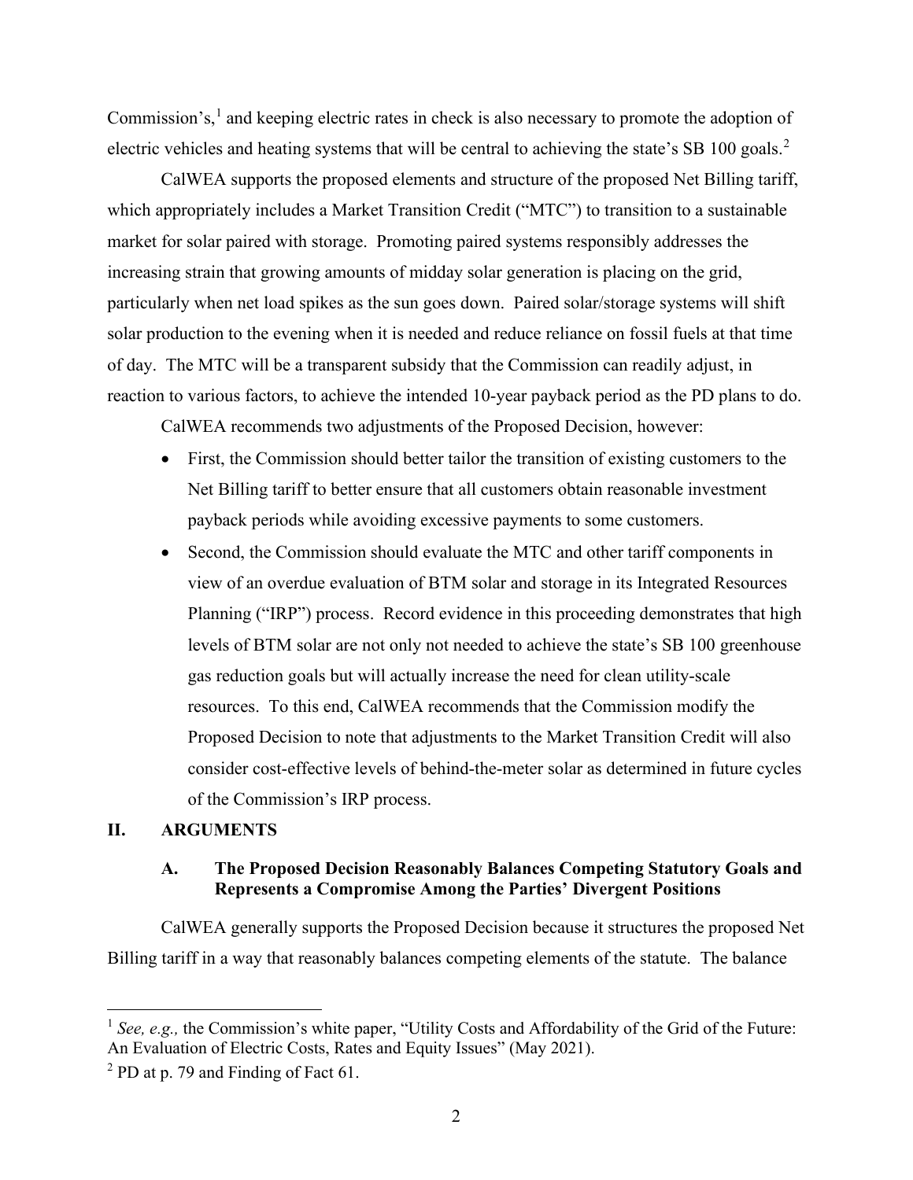Commission's,[1] and keeping electric rates in check is also necessary to promote the adoption of electric vehicles and heating systems that will be central to achieving the state's SB 100 goals.[2]

CalWEA supports the proposed elements and structure of the proposed Net Billing tariff, which appropriately includes a Market Transition Credit ("MTC") to transition to a sustainable market for solar paired with storage. Promoting paired systems responsibly addresses the increasing strain that growing amounts of midday solar generation is placing on the grid, particularly when net load spikes as the sun goes down. Paired solar/storage systems will shift solar production to the evening when it is needed and reduce reliance on fossil fuels at that time of day. The MTC will be a transparent subsidy that the Commission can readily adjust, in reaction to various factors, to achieve the intended 10-year payback period as the PD plans to do.

CalWEA recommends two adjustments of the Proposed Decision, however:

- First, the Commission should better tailor the transition of existing customers to the Net Billing tariff to better ensure that all customers obtain reasonable investment payback periods while avoiding excessive payments to some customers.
- Second, the Commission should evaluate the MTC and other tariff components in view of an overdue evaluation of BTM solar and storage in its Integrated Resources Planning ("IRP") process. Record evidence in this proceeding demonstrates that high levels of BTM solar are not only not needed to achieve the state's SB 100 greenhouse gas reduction goals but will actually increase the need for clean utility-scale resources. To this end, CalWEA recommends that the Commission modify the Proposed Decision to note that adjustments to the Market Transition Credit will also consider cost-effective levels of behind-the-meter solar as determined in future cycles of the Commission's IRP process.

## II. ARGUMENTS

### A. The Proposed Decision Reasonably Balances Competing Statutory Goals and Represents a Compromise Among the Parties' Divergent Positions

CalWEA generally supports the Proposed Decision because it structures the proposed Net Billing tariff in a way that reasonably balances competing elements of the statute. The balance

---

[1] *See, e.g.,* the Commission's white paper, "Utility Costs and Affordability of the Grid of the Future: An Evaluation of Electric Costs, Rates and Equity Issues" (May 2021).

[2] PD at p. 79 and Finding of Fact 61.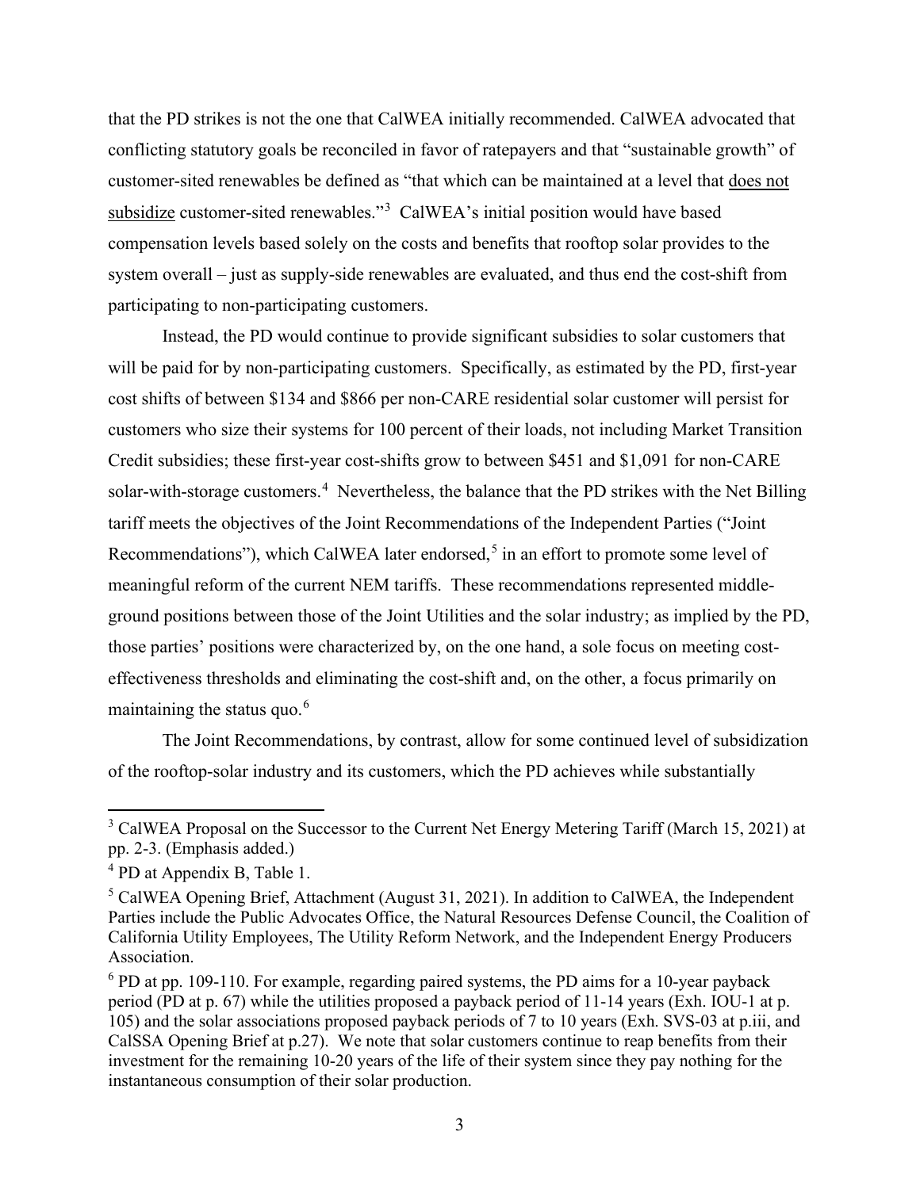that the PD strikes is not the one that CalWEA initially recommended. CalWEA advocated that conflicting statutory goals be reconciled in favor of ratepayers and that "sustainable growth" of customer-sited renewables be defined as "that which can be maintained at a level that does not subsidize customer-sited renewables."[3] CalWEA's initial position would have based compensation levels based solely on the costs and benefits that rooftop solar provides to the system overall – just as supply-side renewables are evaluated, and thus end the cost-shift from participating to non-participating customers.

Instead, the PD would continue to provide significant subsidies to solar customers that will be paid for by non-participating customers. Specifically, as estimated by the PD, first-year cost shifts of between $134 and $866 per non-CARE residential solar customer will persist for customers who size their systems for 100 percent of their loads, not including Market Transition Credit subsidies; these first-year cost-shifts grow to between $451 and $1,091 for non-CARE solar-with-storage customers.[4] Nevertheless, the balance that the PD strikes with the Net Billing tariff meets the objectives of the Joint Recommendations of the Independent Parties ("Joint Recommendations"), which CalWEA later endorsed,[5] in an effort to promote some level of meaningful reform of the current NEM tariffs. These recommendations represented middle-ground positions between those of the Joint Utilities and the solar industry; as implied by the PD, those parties' positions were characterized by, on the one hand, a sole focus on meeting cost-effectiveness thresholds and eliminating the cost-shift and, on the other, a focus primarily on maintaining the status quo.[6]

The Joint Recommendations, by contrast, allow for some continued level of subsidization of the rooftop-solar industry and its customers, which the PD achieves while substantially

---

[3] CalWEA Proposal on the Successor to the Current Net Energy Metering Tariff (March 15, 2021) at pp. 2-3. (Emphasis added.)

[4] PD at Appendix B, Table 1.

[5] CalWEA Opening Brief, Attachment (August 31, 2021). In addition to CalWEA, the Independent Parties include the Public Advocates Office, the Natural Resources Defense Council, the Coalition of California Utility Employees, The Utility Reform Network, and the Independent Energy Producers Association.

[6] PD at pp. 109-110. For example, regarding paired systems, the PD aims for a 10-year payback period (PD at p. 67) while the utilities proposed a payback period of 11-14 years (Exh. IOU-1 at p. 105) and the solar associations proposed payback periods of 7 to 10 years (Exh. SVS-03 at p.iii, and CalSSA Opening Brief at p.27). We note that solar customers continue to reap benefits from their investment for the remaining 10-20 years of the life of their system since they pay nothing for the instantaneous consumption of their solar production.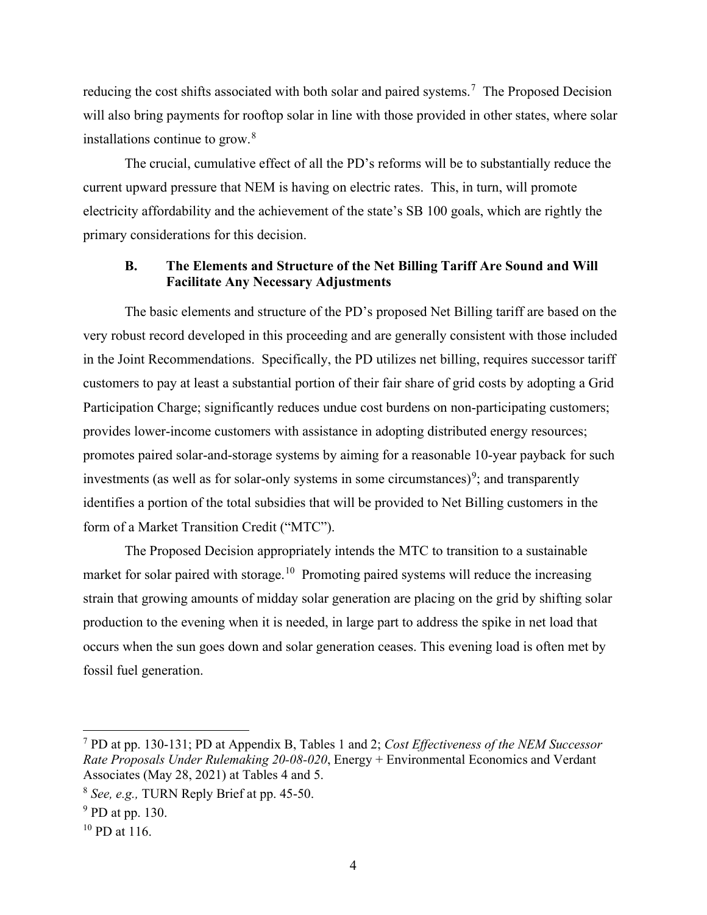reducing the cost shifts associated with both solar and paired systems.[7] The Proposed Decision will also bring payments for rooftop solar in line with those provided in other states, where solar installations continue to grow.[8]

The crucial, cumulative effect of all the PD's reforms will be to substantially reduce the current upward pressure that NEM is having on electric rates. This, in turn, will promote electricity affordability and the achievement of the state's SB 100 goals, which are rightly the primary considerations for this decision.

### B. The Elements and Structure of the Net Billing Tariff Are Sound and Will Facilitate Any Necessary Adjustments

The basic elements and structure of the PD's proposed Net Billing tariff are based on the very robust record developed in this proceeding and are generally consistent with those included in the Joint Recommendations. Specifically, the PD utilizes net billing, requires successor tariff customers to pay at least a substantial portion of their fair share of grid costs by adopting a Grid Participation Charge; significantly reduces undue cost burdens on non-participating customers; provides lower-income customers with assistance in adopting distributed energy resources; promotes paired solar-and-storage systems by aiming for a reasonable 10-year payback for such investments (as well as for solar-only systems in some circumstances)[9]; and transparently identifies a portion of the total subsidies that will be provided to Net Billing customers in the form of a Market Transition Credit ("MTC").

The Proposed Decision appropriately intends the MTC to transition to a sustainable market for solar paired with storage.[10] Promoting paired systems will reduce the increasing strain that growing amounts of midday solar generation are placing on the grid by shifting solar production to the evening when it is needed, in large part to address the spike in net load that occurs when the sun goes down and solar generation ceases. This evening load is often met by fossil fuel generation.

---

[7] PD at pp. 130-131; PD at Appendix B, Tables 1 and 2; *Cost Effectiveness of the NEM Successor Rate Proposals Under Rulemaking 20-08-020*, Energy + Environmental Economics and Verdant Associates (May 28, 2021) at Tables 4 and 5.

[8] *See, e.g.,* TURN Reply Brief at pp. 45-50.

[9] PD at pp. 130.

[10] PD at 116.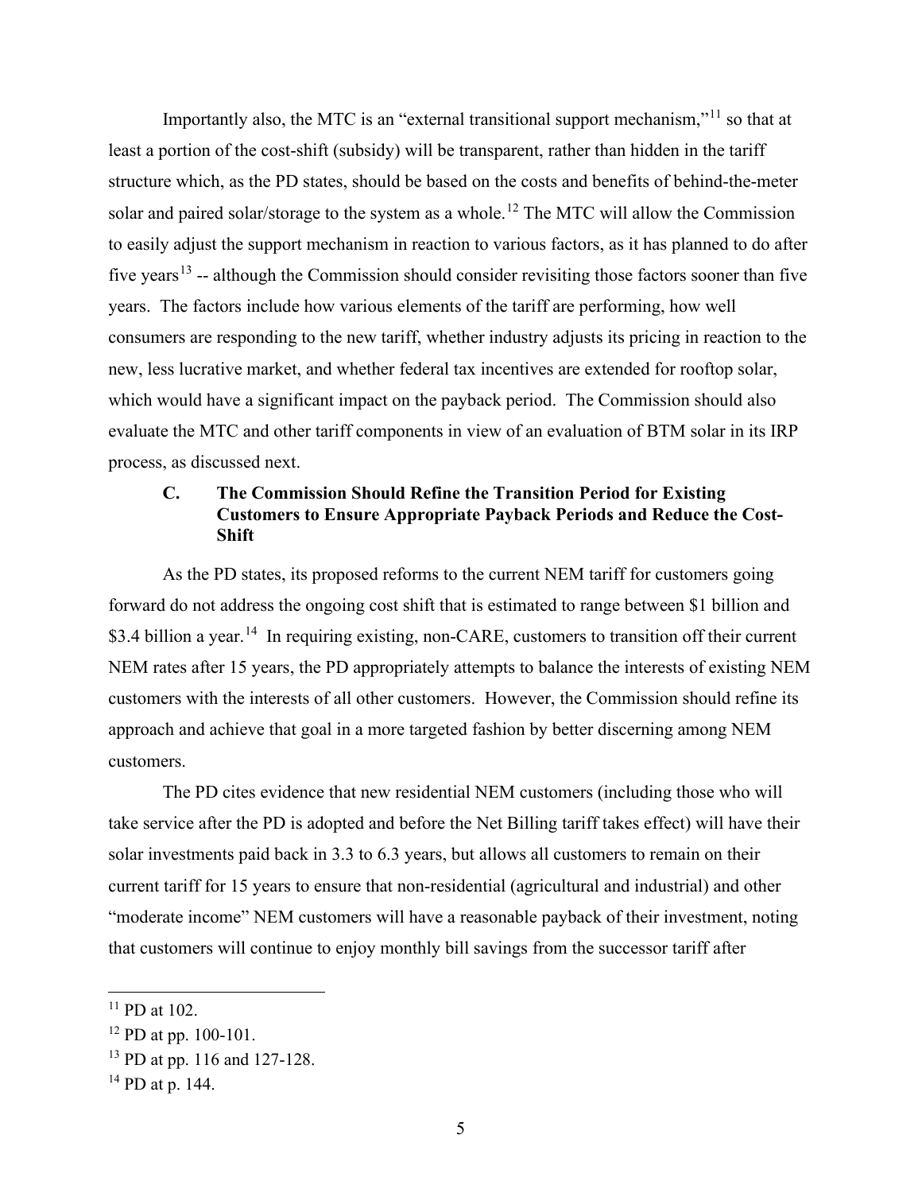Importantly also, the MTC is an "external transitional support mechanism,"[11] so that at least a portion of the cost-shift (subsidy) will be transparent, rather than hidden in the tariff structure which, as the PD states, should be based on the costs and benefits of behind-the-meter solar and paired solar/storage to the system as a whole.[12] The MTC will allow the Commission to easily adjust the support mechanism in reaction to various factors, as it has planned to do after five years[13] -- although the Commission should consider revisiting those factors sooner than five years. The factors include how various elements of the tariff are performing, how well consumers are responding to the new tariff, whether industry adjusts its pricing in reaction to the new, less lucrative market, and whether federal tax incentives are extended for rooftop solar, which would have a significant impact on the payback period. The Commission should also evaluate the MTC and other tariff components in view of an evaluation of BTM solar in its IRP process, as discussed next.

### C. The Commission Should Refine the Transition Period for Existing Customers to Ensure Appropriate Payback Periods and Reduce the Cost-Shift

As the PD states, its proposed reforms to the current NEM tariff for customers going forward do not address the ongoing cost shift that is estimated to range between \$1 billion and \$3.4 billion a year.[14] In requiring existing, non-CARE, customers to transition off their current NEM rates after 15 years, the PD appropriately attempts to balance the interests of existing NEM customers with the interests of all other customers. However, the Commission should refine its approach and achieve that goal in a more targeted fashion by better discerning among NEM customers.

The PD cites evidence that new residential NEM customers (including those who will take service after the PD is adopted and before the Net Billing tariff takes effect) will have their solar investments paid back in 3.3 to 6.3 years, but allows all customers to remain on their current tariff for 15 years to ensure that non-residential (agricultural and industrial) and other "moderate income" NEM customers will have a reasonable payback of their investment, noting that customers will continue to enjoy monthly bill savings from the successor tariff after

---

[11] PD at 102.

[12] PD at pp. 100-101.

[13] PD at pp. 116 and 127-128.

[14] PD at p. 144.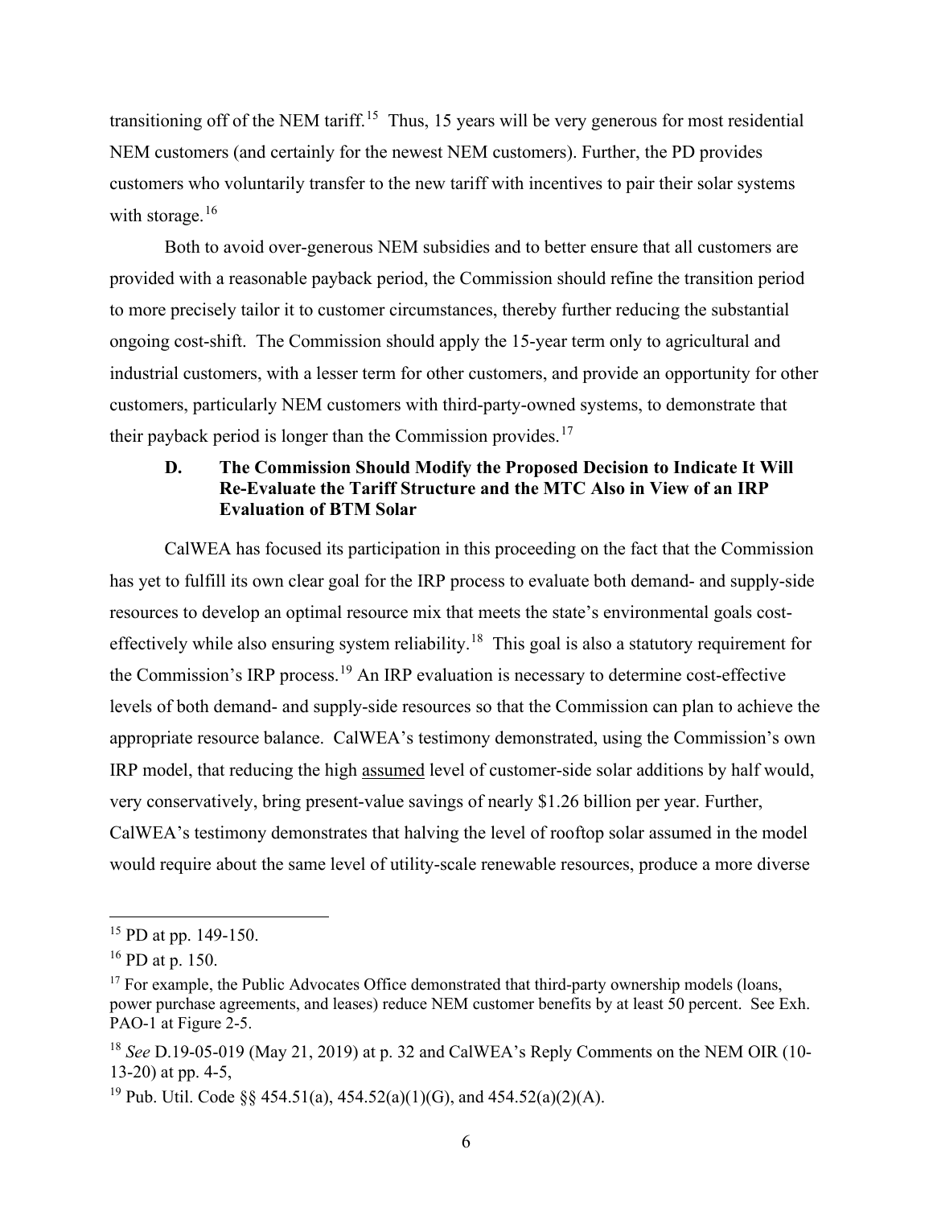transitioning off of the NEM tariff.[15] Thus, 15 years will be very generous for most residential NEM customers (and certainly for the newest NEM customers). Further, the PD provides customers who voluntarily transfer to the new tariff with incentives to pair their solar systems with storage.[16]

Both to avoid over-generous NEM subsidies and to better ensure that all customers are provided with a reasonable payback period, the Commission should refine the transition period to more precisely tailor it to customer circumstances, thereby further reducing the substantial ongoing cost-shift. The Commission should apply the 15-year term only to agricultural and industrial customers, with a lesser term for other customers, and provide an opportunity for other customers, particularly NEM customers with third-party-owned systems, to demonstrate that their payback period is longer than the Commission provides.[17]

### D. The Commission Should Modify the Proposed Decision to Indicate It Will Re-Evaluate the Tariff Structure and the MTC Also in View of an IRP Evaluation of BTM Solar

CalWEA has focused its participation in this proceeding on the fact that the Commission has yet to fulfill its own clear goal for the IRP process to evaluate both demand- and supply-side resources to develop an optimal resource mix that meets the state's environmental goals cost-effectively while also ensuring system reliability.[18] This goal is also a statutory requirement for the Commission's IRP process.[19] An IRP evaluation is necessary to determine cost-effective levels of both demand- and supply-side resources so that the Commission can plan to achieve the appropriate resource balance. CalWEA's testimony demonstrated, using the Commission's own IRP model, that reducing the high <u>assumed</u> level of customer-side solar additions by half would, very conservatively, bring present-value savings of nearly $1.26 billion per year. Further, CalWEA's testimony demonstrates that halving the level of rooftop solar assumed in the model would require about the same level of utility-scale renewable resources, produce a more diverse

---

[15] PD at pp. 149-150.

[16] PD at p. 150.

[17] For example, the Public Advocates Office demonstrated that third-party ownership models (loans, power purchase agreements, and leases) reduce NEM customer benefits by at least 50 percent. See Exh. PAO-1 at Figure 2-5.

[18] *See* D.19-05-019 (May 21, 2019) at p. 32 and CalWEA's Reply Comments on the NEM OIR (10-13-20) at pp. 4-5,

[19] Pub. Util. Code §§ 454.51(a), 454.52(a)(1)(G), and 454.52(a)(2)(A).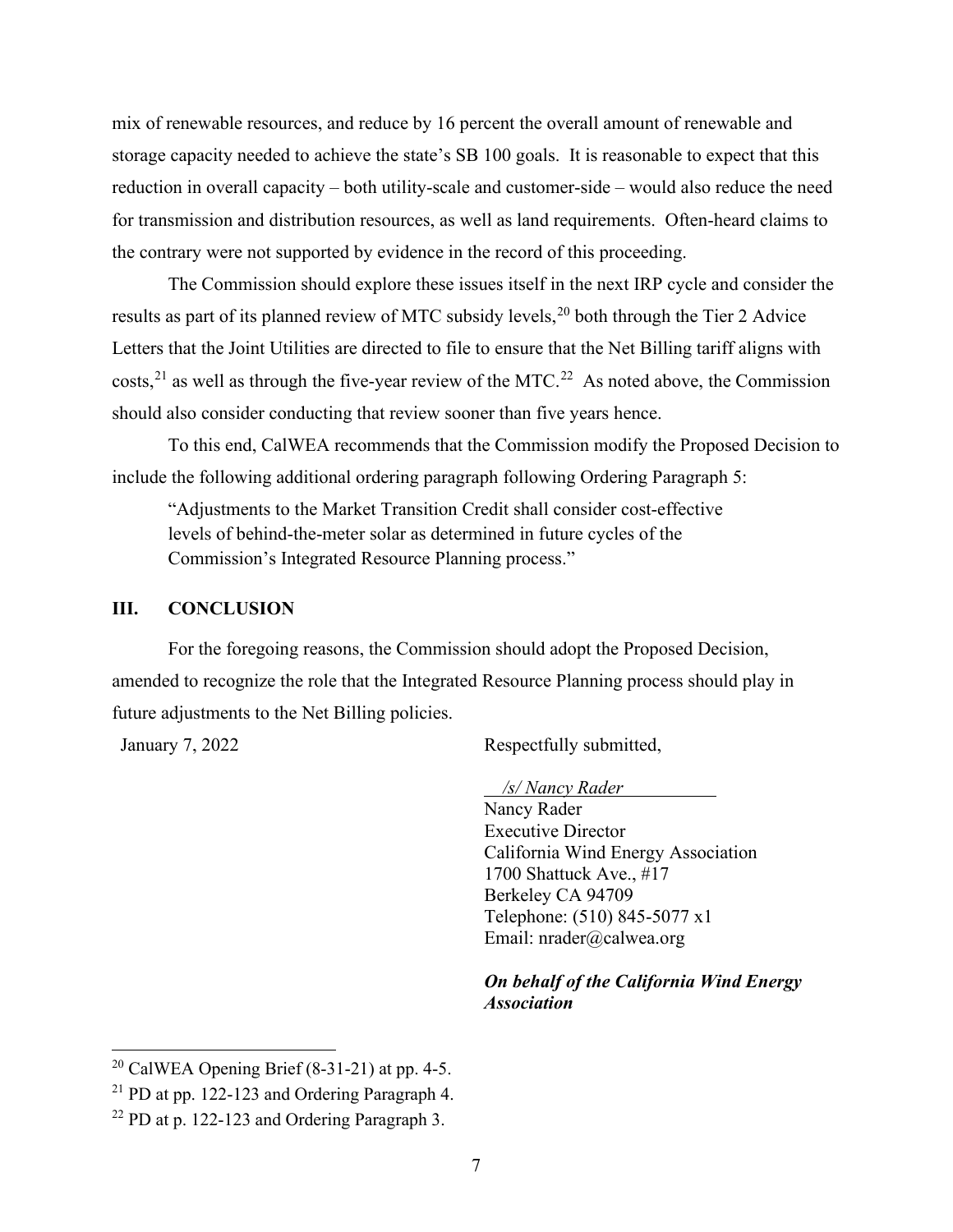mix of renewable resources, and reduce by 16 percent the overall amount of renewable and storage capacity needed to achieve the state's SB 100 goals. It is reasonable to expect that this reduction in overall capacity – both utility-scale and customer-side – would also reduce the need for transmission and distribution resources, as well as land requirements. Often-heard claims to the contrary were not supported by evidence in the record of this proceeding.

The Commission should explore these issues itself in the next IRP cycle and consider the results as part of its planned review of MTC subsidy levels,[20] both through the Tier 2 Advice Letters that the Joint Utilities are directed to file to ensure that the Net Billing tariff aligns with costs,[21] as well as through the five-year review of the MTC.[22] As noted above, the Commission should also consider conducting that review sooner than five years hence.

To this end, CalWEA recommends that the Commission modify the Proposed Decision to include the following additional ordering paragraph following Ordering Paragraph 5:

> "Adjustments to the Market Transition Credit shall consider cost-effective levels of behind-the-meter solar as determined in future cycles of the Commission's Integrated Resource Planning process."

## III. CONCLUSION

For the foregoing reasons, the Commission should adopt the Proposed Decision, amended to recognize the role that the Integrated Resource Planning process should play in future adjustments to the Net Billing policies.

January 7, 2022

Respectfully submitted,

*/s/ Nancy Rader*

Nancy Rader
Executive Director
California Wind Energy Association
1700 Shattuck Ave., #17
Berkeley CA 94709
Telephone: (510) 845-5077 x1
Email: nrader@calwea.org

***On behalf of the California Wind Energy Association***

---

[20] CalWEA Opening Brief (8-31-21) at pp. 4-5.

[21] PD at pp. 122-123 and Ordering Paragraph 4.

[22] PD at p. 122-123 and Ordering Paragraph 3.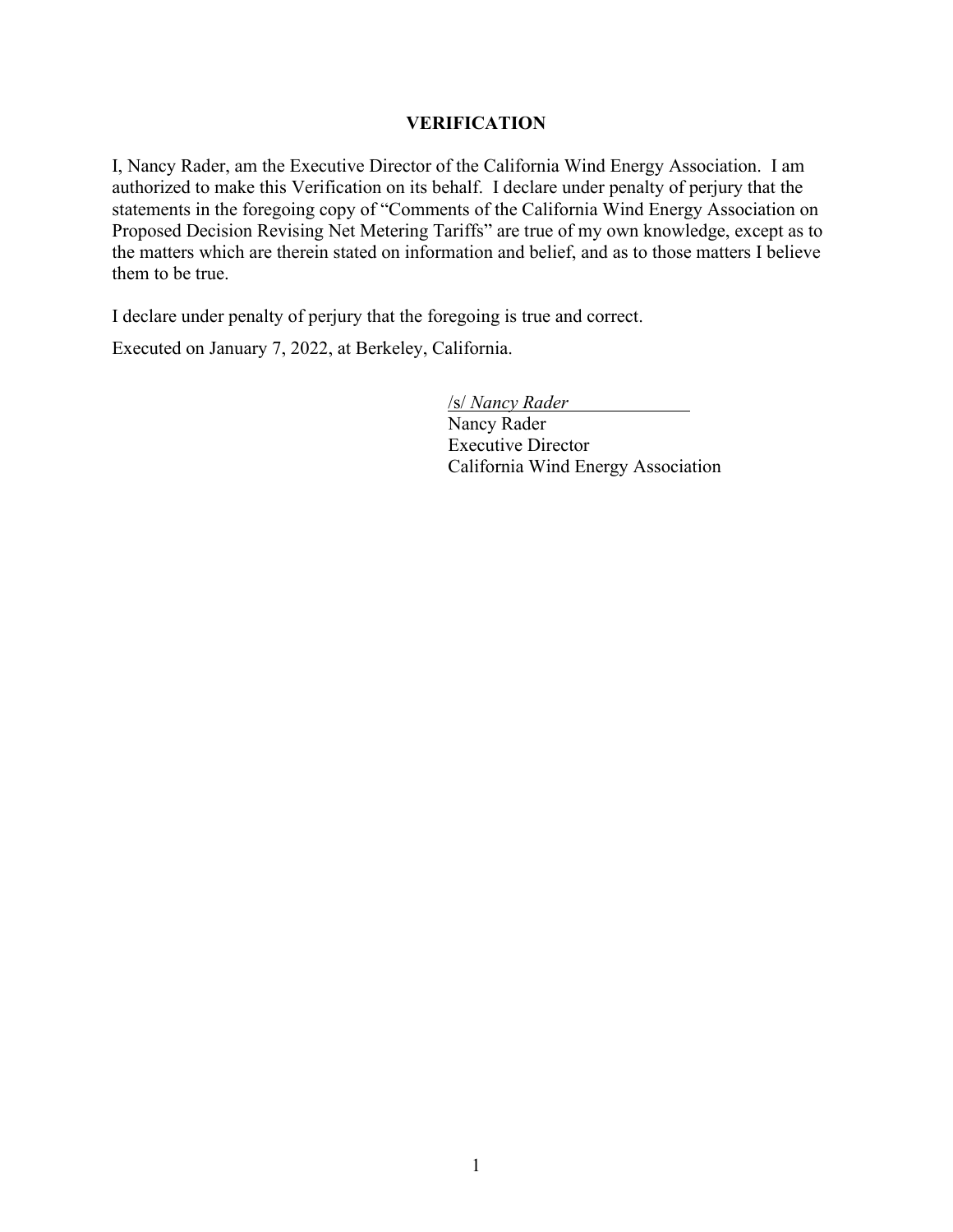**VERIFICATION**

I, Nancy Rader, am the Executive Director of the California Wind Energy Association. I am authorized to make this Verification on its behalf. I declare under penalty of perjury that the statements in the foregoing copy of "Comments of the California Wind Energy Association on Proposed Decision Revising Net Metering Tariffs" are true of my own knowledge, except as to the matters which are therein stated on information and belief, and as to those matters I believe them to be true.

I declare under penalty of perjury that the foregoing is true and correct.

Executed on January 7, 2022, at Berkeley, California.

/s/ *Nancy Rader*
Nancy Rader
Executive Director
California Wind Energy Association